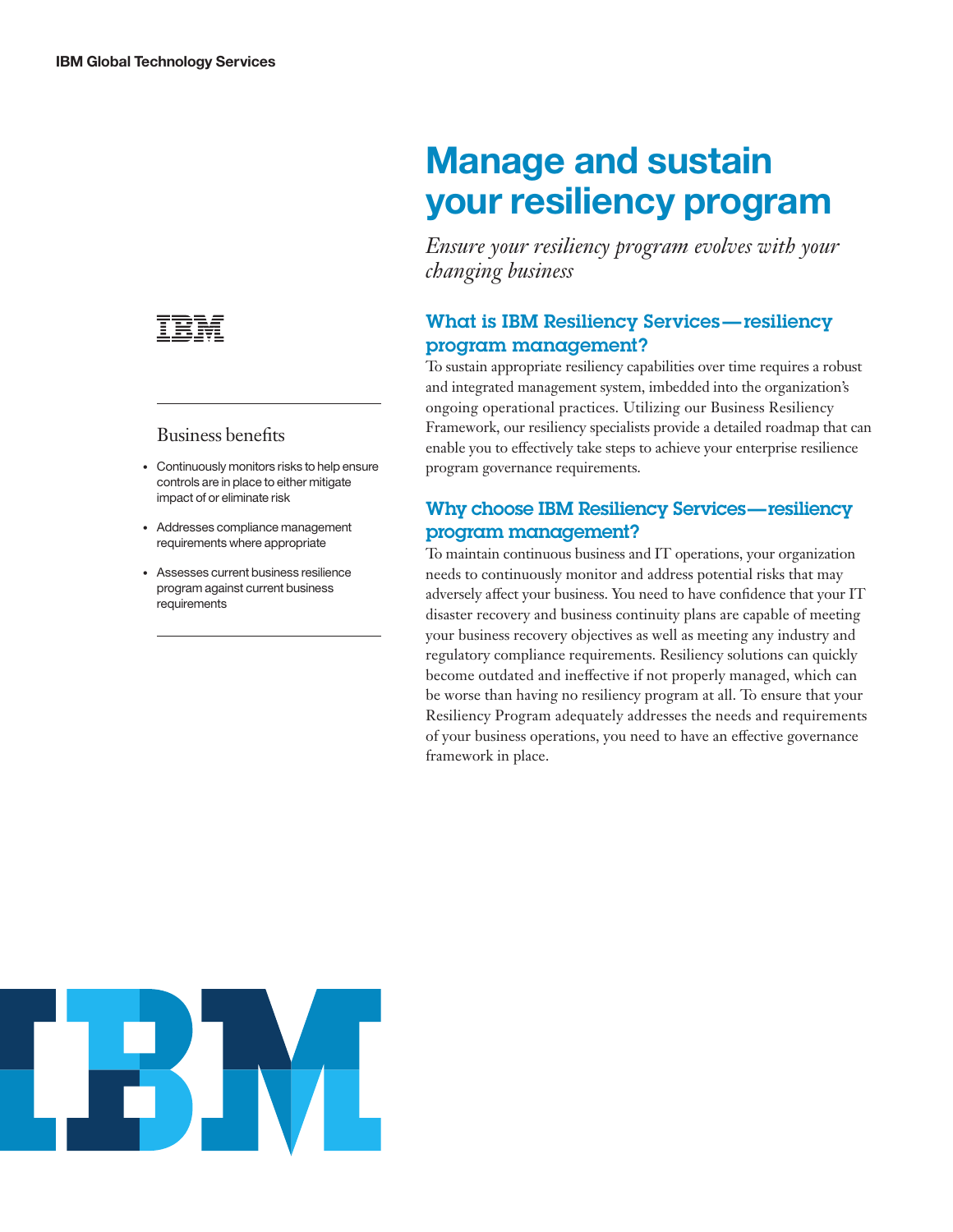IBM Global Technology Services

# Manage and sustain your resiliency program

*Ensure your resiliency program evolves with your changing business*

## What is IBM Resiliency Services—resiliency program management?

To sustain appropriate resiliency capabilities over time requires a robust and integrated management system, imbedded into the organization's ongoing operational practices. Utilizing our Business Resiliency Framework, our resiliency specialists provide a detailed roadmap that can enable you to effectively take steps to achieve your enterprise resilience program governance requirements.

## Why choose IBM Resiliency Services—resiliency program management?

To maintain continuous business and IT operations, your organization needs to continuously monitor and address potential risks that may adversely affect your business. You need to have confidence that your IT disaster recovery and business continuity plans are capable of meeting your business recovery objectives as well as meeting any industry and regulatory compliance requirements. Resiliency solutions can quickly become outdated and ineffective if not properly managed, which can be worse than having no resiliency program at all. To ensure that your Resiliency Program adequately addresses the needs and requirements of your business operations, you need to have an effective governance framework in place.

### Business benefits

- Continuously monitors risks to help ensure controls are in place to either mitigate impact of or eliminate risk
- Addresses compliance management requirements where appropriate
- Assesses current business resilience program against current business requirements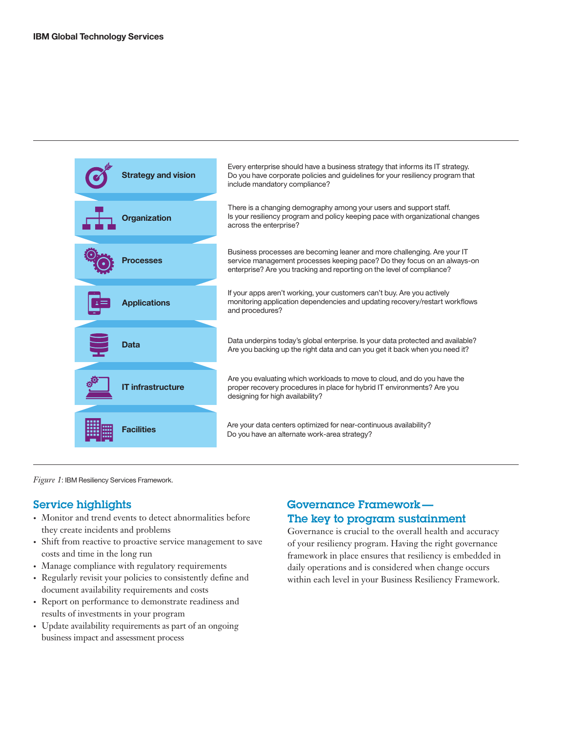| | |
|---|---|
| **Strategy and vision** | Every enterprise should have a business strategy that informs its IT strategy. Do you have corporate policies and guidelines for your resiliency program that include mandatory compliance? |
| **Organization** | There is a changing demography among your users and support staff. Is your resiliency program and policy keeping pace with organizational changes across the enterprise? |
| **Processes** | Business processes are becoming leaner and more challenging. Are your IT service management processes keeping pace? Do they focus on an always-on enterprise? Are you tracking and reporting on the level of compliance? |
| **Applications** | If your apps aren't working, your customers can't buy. Are you actively monitoring application dependencies and updating recovery/restart workflows and procedures? |
| **Data** | Data underpins today's global enterprise. Is your data protected and available? Are you backing up the right data and can you get it back when you need it? |
| **IT infrastructure** | Are you evaluating which workloads to move to cloud, and do you have the proper recovery procedures in place for hybrid IT environments? Are you designing for high availability? |
| **Facilities** | Are your data centers optimized for near-continuous availability? Do you have an alternate work-area strategy? |

*Figure 1*: IBM Resiliency Services Framework.

## Service highlights

- Monitor and trend events to detect abnormalities before they create incidents and problems
- Shift from reactive to proactive service management to save costs and time in the long run
- Manage compliance with regulatory requirements
- Regularly revisit your policies to consistently define and document availability requirements and costs
- Report on performance to demonstrate readiness and results of investments in your program
- Update availability requirements as part of an ongoing business impact and assessment process

## Governance Framework — The key to program sustainment

Governance is crucial to the overall health and accuracy of your resiliency program. Having the right governance framework in place ensures that resiliency is embedded in daily operations and is considered when change occurs within each level in your Business Resiliency Framework.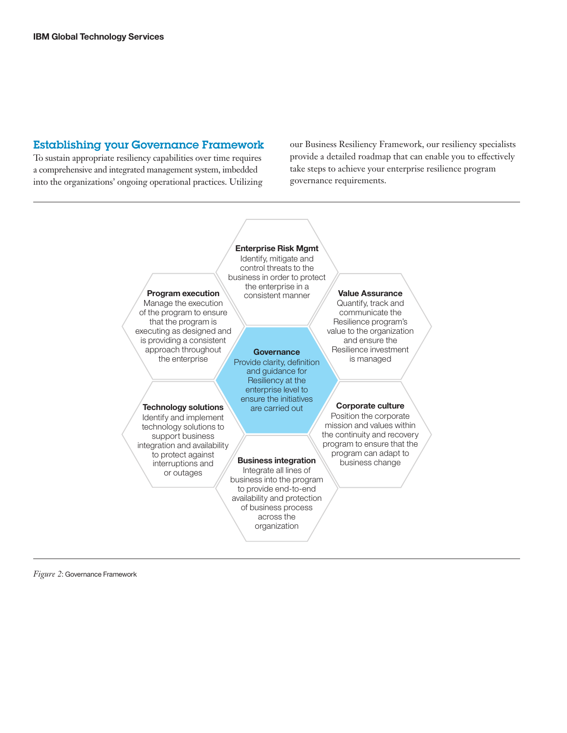## Establishing your Governance Framework

To sustain appropriate resiliency capabilities over time requires a comprehensive and integrated management system, imbedded into the organizations' ongoing operational practices. Utilizing our Business Resiliency Framework, our resiliency specialists provide a detailed roadmap that can enable you to effectively take steps to achieve your enterprise resilience program governance requirements.

**Enterprise Risk Mgmt**
Identify, mitigate and control threats to the business in order to protect the enterprise in a consistent manner

**Program execution**
Manage the execution of the program to ensure that the program is executing as designed and is providing a consistent approach throughout the enterprise

**Value Assurance**
Quantify, track and communicate the Resilience program's value to the organization and ensure the Resilience investment is managed

**Governance**
Provide clarity, definition and guidance for Resiliency at the enterprise level to ensure the initiatives are carried out

**Technology solutions**
Identify and implement technology solutions to support business integration and availability to protect against interruptions and or outages

**Corporate culture**
Position the corporate mission and values within the continuity and recovery program to ensure that the program can adapt to business change

**Business integration**
Integrate all lines of business into the program to provide end-to-end availability and protection of business process across the organization

*Figure 2*: Governance Framework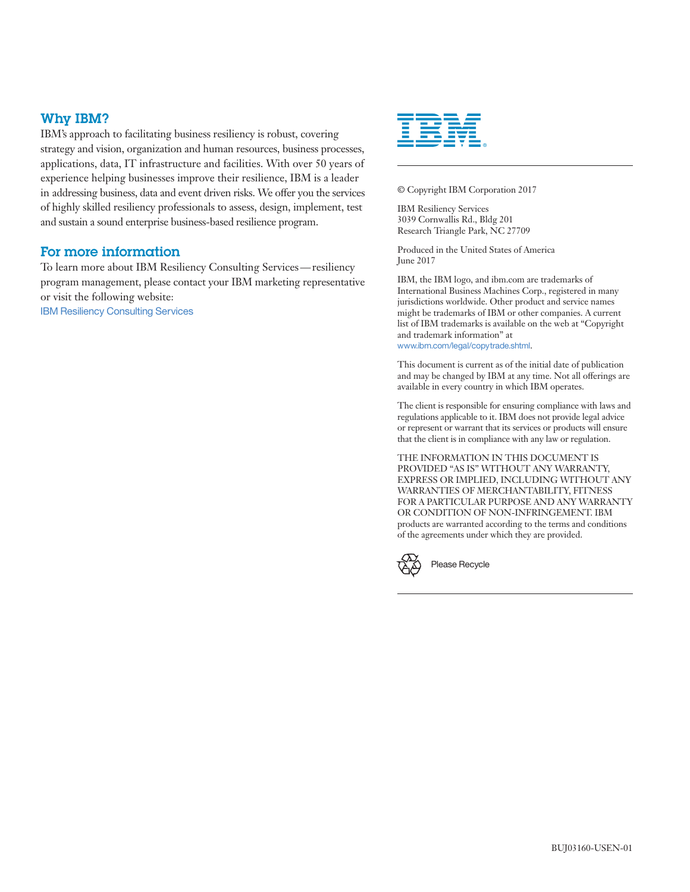## Why IBM?

IBM's approach to facilitating business resiliency is robust, covering strategy and vision, organization and human resources, business processes, applications, data, IT infrastructure and facilities. With over 50 years of experience helping businesses improve their resilience, IBM is a leader in addressing business, data and event driven risks. We offer you the services of highly skilled resiliency professionals to assess, design, implement, test and sustain a sound enterprise business-based resilience program.

## For more information

To learn more about IBM Resiliency Consulting Services — resiliency program management, please contact your IBM marketing representative or visit the following website:
IBM Resiliency Consulting Services

© Copyright IBM Corporation 2017

IBM Resiliency Services
3039 Cornwallis Rd., Bldg 201
Research Triangle Park, NC 27709

Produced in the United States of America
June 2017

IBM, the IBM logo, and ibm.com are trademarks of International Business Machines Corp., registered in many jurisdictions worldwide. Other product and service names might be trademarks of IBM or other companies. A current list of IBM trademarks is available on the web at "Copyright and trademark information" at www.ibm.com/legal/copytrade.shtml.

This document is current as of the initial date of publication and may be changed by IBM at any time. Not all offerings are available in every country in which IBM operates.

The client is responsible for ensuring compliance with laws and regulations applicable to it. IBM does not provide legal advice or represent or warrant that its services or products will ensure that the client is in compliance with any law or regulation.

THE INFORMATION IN THIS DOCUMENT IS PROVIDED "AS IS" WITHOUT ANY WARRANTY, EXPRESS OR IMPLIED, INCLUDING WITHOUT ANY WARRANTIES OF MERCHANTABILITY, FITNESS FOR A PARTICULAR PURPOSE AND ANY WARRANTY OR CONDITION OF NON-INFRINGEMENT. IBM products are warranted according to the terms and conditions of the agreements under which they are provided.

Please Recycle

BUJ03160-USEN-01